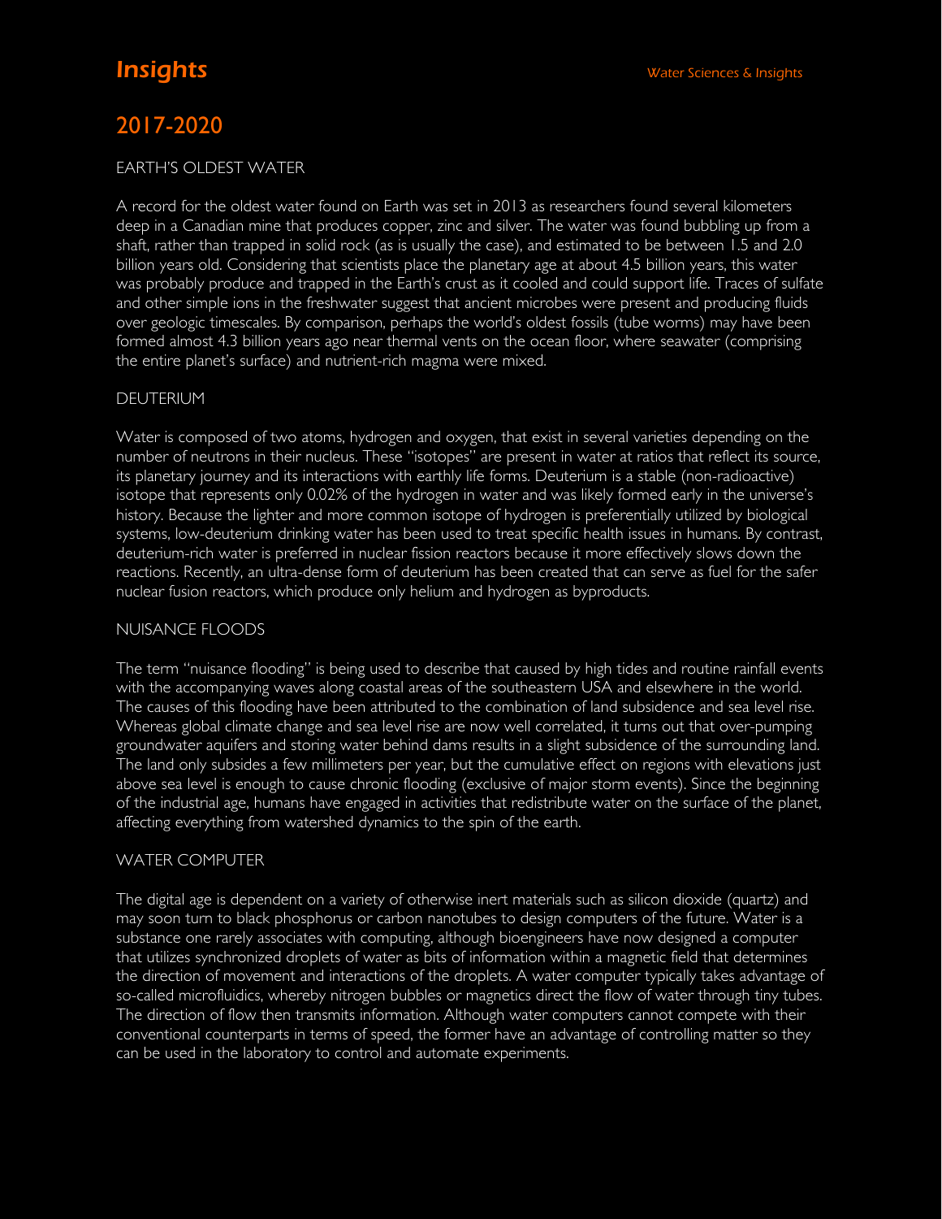# Insights

Water Sciences & Insights

## 2017-2020

### EARTH'S OLDEST WATER

A record for the oldest water found on Earth was set in 2013 as researchers found several kilometers deep in a Canadian mine that produces copper, zinc and silver. The water was found bubbling up from a shaft, rather than trapped in solid rock (as is usually the case), and estimated to be between 1.5 and 2.0 billion years old. Considering that scientists place the planetary age at about 4.5 billion years, this water was probably produce and trapped in the Earth's crust as it cooled and could support life. Traces of sulfate and other simple ions in the freshwater suggest that ancient microbes were present and producing fluids over geologic timescales. By comparison, perhaps the world's oldest fossils (tube worms) may have been formed almost 4.3 billion years ago near thermal vents on the ocean floor, where seawater (comprising the entire planet's surface) and nutrient-rich magma were mixed.

### DEUTERIUM

Water is composed of two atoms, hydrogen and oxygen, that exist in several varieties depending on the number of neutrons in their nucleus. These "isotopes" are present in water at ratios that reflect its source, its planetary journey and its interactions with earthly life forms. Deuterium is a stable (non-radioactive) isotope that represents only 0.02% of the hydrogen in water and was likely formed early in the universe's history. Because the lighter and more common isotope of hydrogen is preferentially utilized by biological systems, low-deuterium drinking water has been used to treat specific health issues in humans. By contrast, deuterium-rich water is preferred in nuclear fission reactors because it more effectively slows down the reactions. Recently, an ultra-dense form of deuterium has been created that can serve as fuel for the safer nuclear fusion reactors, which produce only helium and hydrogen as byproducts.

### NUISANCE FLOODS

The term "nuisance flooding" is being used to describe that caused by high tides and routine rainfall events with the accompanying waves along coastal areas of the southeastern USA and elsewhere in the world. The causes of this flooding have been attributed to the combination of land subsidence and sea level rise. Whereas global climate change and sea level rise are now well correlated, it turns out that over-pumping groundwater aquifers and storing water behind dams results in a slight subsidence of the surrounding land. The land only subsides a few millimeters per year, but the cumulative effect on regions with elevations just above sea level is enough to cause chronic flooding (exclusive of major storm events). Since the beginning of the industrial age, humans have engaged in activities that redistribute water on the surface of the planet, affecting everything from watershed dynamics to the spin of the earth.

### WATER COMPUTER

The digital age is dependent on a variety of otherwise inert materials such as silicon dioxide (quartz) and may soon turn to black phosphorus or carbon nanotubes to design computers of the future. Water is a substance one rarely associates with computing, although bioengineers have now designed a computer that utilizes synchronized droplets of water as bits of information within a magnetic field that determines the direction of movement and interactions of the droplets. A water computer typically takes advantage of so-called microfluidics, whereby nitrogen bubbles or magnetics direct the flow of water through tiny tubes. The direction of flow then transmits information. Although water computers cannot compete with their conventional counterparts in terms of speed, the former have an advantage of controlling matter so they can be used in the laboratory to control and automate experiments.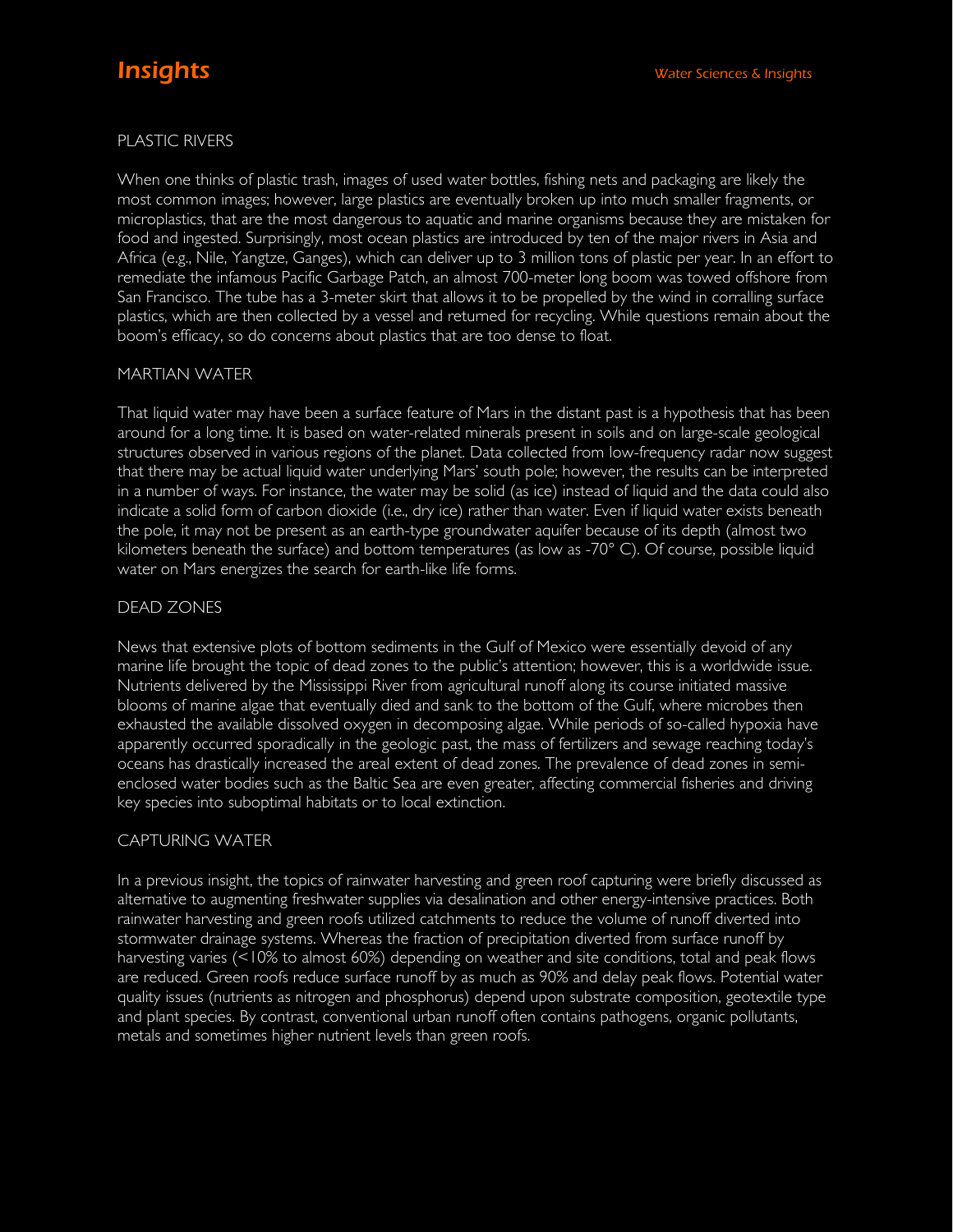# Insights

## PLASTIC RIVERS

When one thinks of plastic trash, images of used water bottles, fishing nets and packaging are likely the most common images; however, large plastics are eventually broken up into much smaller fragments, or microplastics, that are the most dangerous to aquatic and marine organisms because they are mistaken for food and ingested. Surprisingly, most ocean plastics are introduced by ten of the major rivers in Asia and Africa (e.g., Nile, Yangtze, Ganges), which can deliver up to 3 million tons of plastic per year. In an effort to remediate the infamous Pacific Garbage Patch, an almost 700-meter long boom was towed offshore from San Francisco. The tube has a 3-meter skirt that allows it to be propelled by the wind in corralling surface plastics, which are then collected by a vessel and returned for recycling. While questions remain about the boom's efficacy, so do concerns about plastics that are too dense to float.

## MARTIAN WATER

That liquid water may have been a surface feature of Mars in the distant past is a hypothesis that has been around for a long time. It is based on water-related minerals present in soils and on large-scale geological structures observed in various regions of the planet. Data collected from low-frequency radar now suggest that there may be actual liquid water underlying Mars' south pole; however, the results can be interpreted in a number of ways. For instance, the water may be solid (as ice) instead of liquid and the data could also indicate a solid form of carbon dioxide (i.e., dry ice) rather than water. Even if liquid water exists beneath the pole, it may not be present as an earth-type groundwater aquifer because of its depth (almost two kilometers beneath the surface) and bottom temperatures (as low as -70° C). Of course, possible liquid water on Mars energizes the search for earth-like life forms.

## DEAD ZONES

News that extensive plots of bottom sediments in the Gulf of Mexico were essentially devoid of any marine life brought the topic of dead zones to the public's attention; however, this is a worldwide issue. Nutrients delivered by the Mississippi River from agricultural runoff along its course initiated massive blooms of marine algae that eventually died and sank to the bottom of the Gulf, where microbes then exhausted the available dissolved oxygen in decomposing algae. While periods of so-called hypoxia have apparently occurred sporadically in the geologic past, the mass of fertilizers and sewage reaching today's oceans has drastically increased the areal extent of dead zones. The prevalence of dead zones in semi-enclosed water bodies such as the Baltic Sea are even greater, affecting commercial fisheries and driving key species into suboptimal habitats or to local extinction.

## CAPTURING WATER

In a previous insight, the topics of rainwater harvesting and green roof capturing were briefly discussed as alternative to augmenting freshwater supplies via desalination and other energy-intensive practices. Both rainwater harvesting and green roofs utilized catchments to reduce the volume of runoff diverted into stormwater drainage systems. Whereas the fraction of precipitation diverted from surface runoff by harvesting varies (<10% to almost 60%) depending on weather and site conditions, total and peak flows are reduced. Green roofs reduce surface runoff by as much as 90% and delay peak flows. Potential water quality issues (nutrients as nitrogen and phosphorus) depend upon substrate composition, geotextile type and plant species. By contrast, conventional urban runoff often contains pathogens, organic pollutants, metals and sometimes higher nutrient levels than green roofs.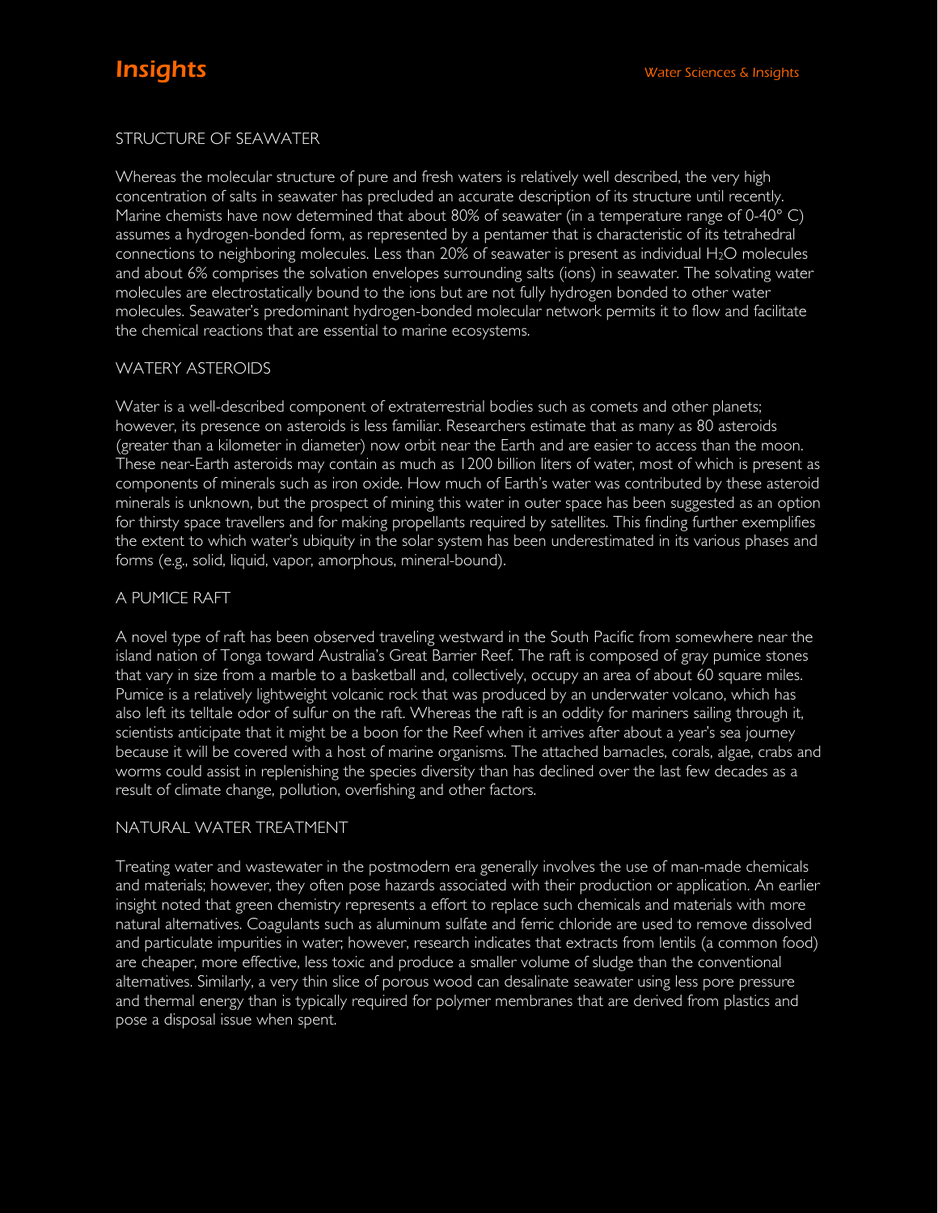## STRUCTURE OF SEAWATER

Whereas the molecular structure of pure and fresh waters is relatively well described, the very high concentration of salts in seawater has precluded an accurate description of its structure until recently. Marine chemists have now determined that about 80% of seawater (in a temperature range of 0-40° C) assumes a hydrogen-bonded form, as represented by a pentamer that is characteristic of its tetrahedral connections to neighboring molecules. Less than 20% of seawater is present as individual $H_2O$ molecules and about 6% comprises the solvation envelopes surrounding salts (ions) in seawater. The solvating water molecules are electrostatically bound to the ions but are not fully hydrogen bonded to other water molecules. Seawater's predominant hydrogen-bonded molecular network permits it to flow and facilitate the chemical reactions that are essential to marine ecosystems.

## WATERY ASTEROIDS

Water is a well-described component of extraterrestrial bodies such as comets and other planets; however, its presence on asteroids is less familiar. Researchers estimate that as many as 80 asteroids (greater than a kilometer in diameter) now orbit near the Earth and are easier to access than the moon. These near-Earth asteroids may contain as much as 1200 billion liters of water, most of which is present as components of minerals such as iron oxide. How much of Earth's water was contributed by these asteroid minerals is unknown, but the prospect of mining this water in outer space has been suggested as an option for thirsty space travellers and for making propellants required by satellites. This finding further exemplifies the extent to which water's ubiquity in the solar system has been underestimated in its various phases and forms (e.g., solid, liquid, vapor, amorphous, mineral-bound).

## A PUMICE RAFT

A novel type of raft has been observed traveling westward in the South Pacific from somewhere near the island nation of Tonga toward Australia's Great Barrier Reef. The raft is composed of gray pumice stones that vary in size from a marble to a basketball and, collectively, occupy an area of about 60 square miles. Pumice is a relatively lightweight volcanic rock that was produced by an underwater volcano, which has also left its telltale odor of sulfur on the raft. Whereas the raft is an oddity for mariners sailing through it, scientists anticipate that it might be a boon for the Reef when it arrives after about a year's sea journey because it will be covered with a host of marine organisms. The attached barnacles, corals, algae, crabs and worms could assist in replenishing the species diversity than has declined over the last few decades as a result of climate change, pollution, overfishing and other factors.

## NATURAL WATER TREATMENT

Treating water and wastewater in the postmodern era generally involves the use of man-made chemicals and materials; however, they often pose hazards associated with their production or application. An earlier insight noted that green chemistry represents a effort to replace such chemicals and materials with more natural alternatives. Coagulants such as aluminum sulfate and ferric chloride are used to remove dissolved and particulate impurities in water; however, research indicates that extracts from lentils (a common food) are cheaper, more effective, less toxic and produce a smaller volume of sludge than the conventional alternatives. Similarly, a very thin slice of porous wood can desalinate seawater using less pore pressure and thermal energy than is typically required for polymer membranes that are derived from plastics and pose a disposal issue when spent.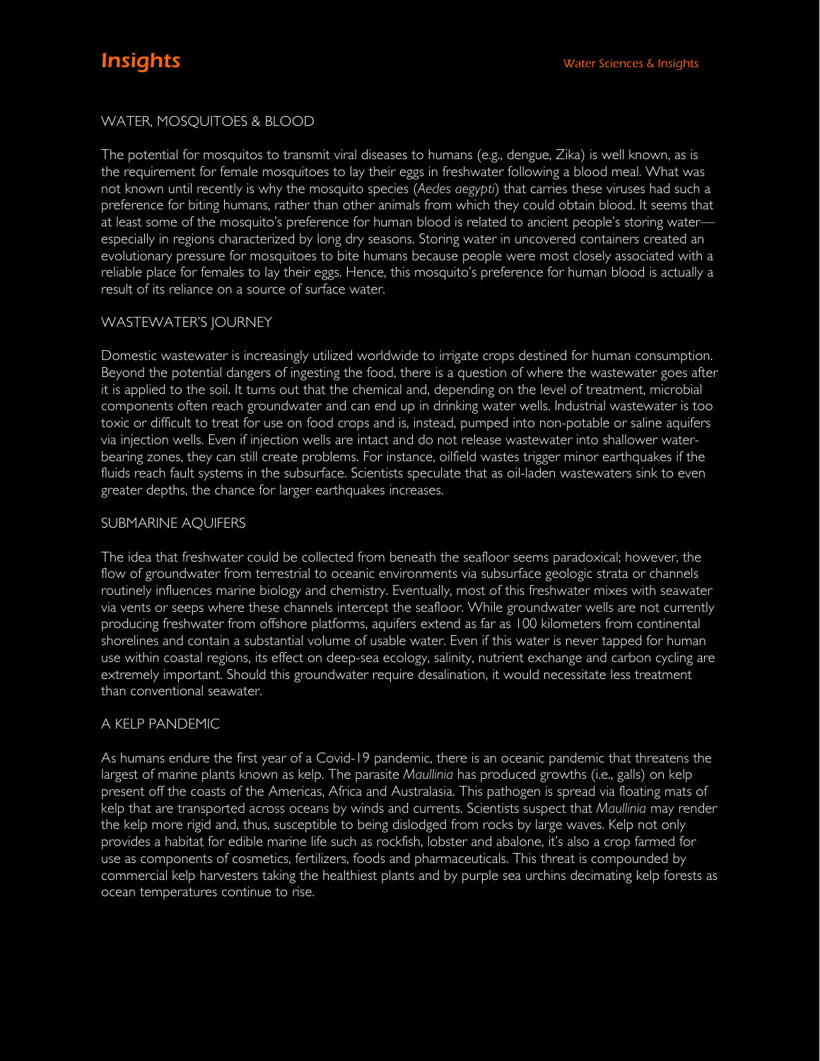## WATER, MOSQUITOES & BLOOD

The potential for mosquitos to transmit viral diseases to humans (e.g., dengue, Zika) is well known, as is the requirement for female mosquitoes to lay their eggs in freshwater following a blood meal. What was not known until recently is why the mosquito species (*Aedes aegypti*) that carries these viruses had such a preference for biting humans, rather than other animals from which they could obtain blood. It seems that at least some of the mosquito's preference for human blood is related to ancient people's storing water—especially in regions characterized by long dry seasons. Storing water in uncovered containers created an evolutionary pressure for mosquitoes to bite humans because people were most closely associated with a reliable place for females to lay their eggs. Hence, this mosquito's preference for human blood is actually a result of its reliance on a source of surface water.

## WASTEWATER'S JOURNEY

Domestic wastewater is increasingly utilized worldwide to irrigate crops destined for human consumption. Beyond the potential dangers of ingesting the food, there is a question of where the wastewater goes after it is applied to the soil. It turns out that the chemical and, depending on the level of treatment, microbial components often reach groundwater and can end up in drinking water wells. Industrial wastewater is too toxic or difficult to treat for use on food crops and is, instead, pumped into non-potable or saline aquifers via injection wells. Even if injection wells are intact and do not release wastewater into shallower water-bearing zones, they can still create problems. For instance, oilfield wastes trigger minor earthquakes if the fluids reach fault systems in the subsurface. Scientists speculate that as oil-laden wastewaters sink to even greater depths, the chance for larger earthquakes increases.

## SUBMARINE AQUIFERS

The idea that freshwater could be collected from beneath the seafloor seems paradoxical; however, the flow of groundwater from terrestrial to oceanic environments via subsurface geologic strata or channels routinely influences marine biology and chemistry. Eventually, most of this freshwater mixes with seawater via vents or seeps where these channels intercept the seafloor. While groundwater wells are not currently producing freshwater from offshore platforms, aquifers extend as far as 100 kilometers from continental shorelines and contain a substantial volume of usable water. Even if this water is never tapped for human use within coastal regions, its effect on deep-sea ecology, salinity, nutrient exchange and carbon cycling are extremely important. Should this groundwater require desalination, it would necessitate less treatment than conventional seawater.

## A KELP PANDEMIC

As humans endure the first year of a Covid-19 pandemic, there is an oceanic pandemic that threatens the largest of marine plants known as kelp. The parasite *Maullinia* has produced growths (i.e., galls) on kelp present off the coasts of the Americas, Africa and Australasia. This pathogen is spread via floating mats of kelp that are transported across oceans by winds and currents. Scientists suspect that *Maullinia* may render the kelp more rigid and, thus, susceptible to being dislodged from rocks by large waves. Kelp not only provides a habitat for edible marine life such as rockfish, lobster and abalone, it's also a crop farmed for use as components of cosmetics, fertilizers, foods and pharmaceuticals. This threat is compounded by commercial kelp harvesters taking the healthiest plants and by purple sea urchins decimating kelp forests as ocean temperatures continue to rise.